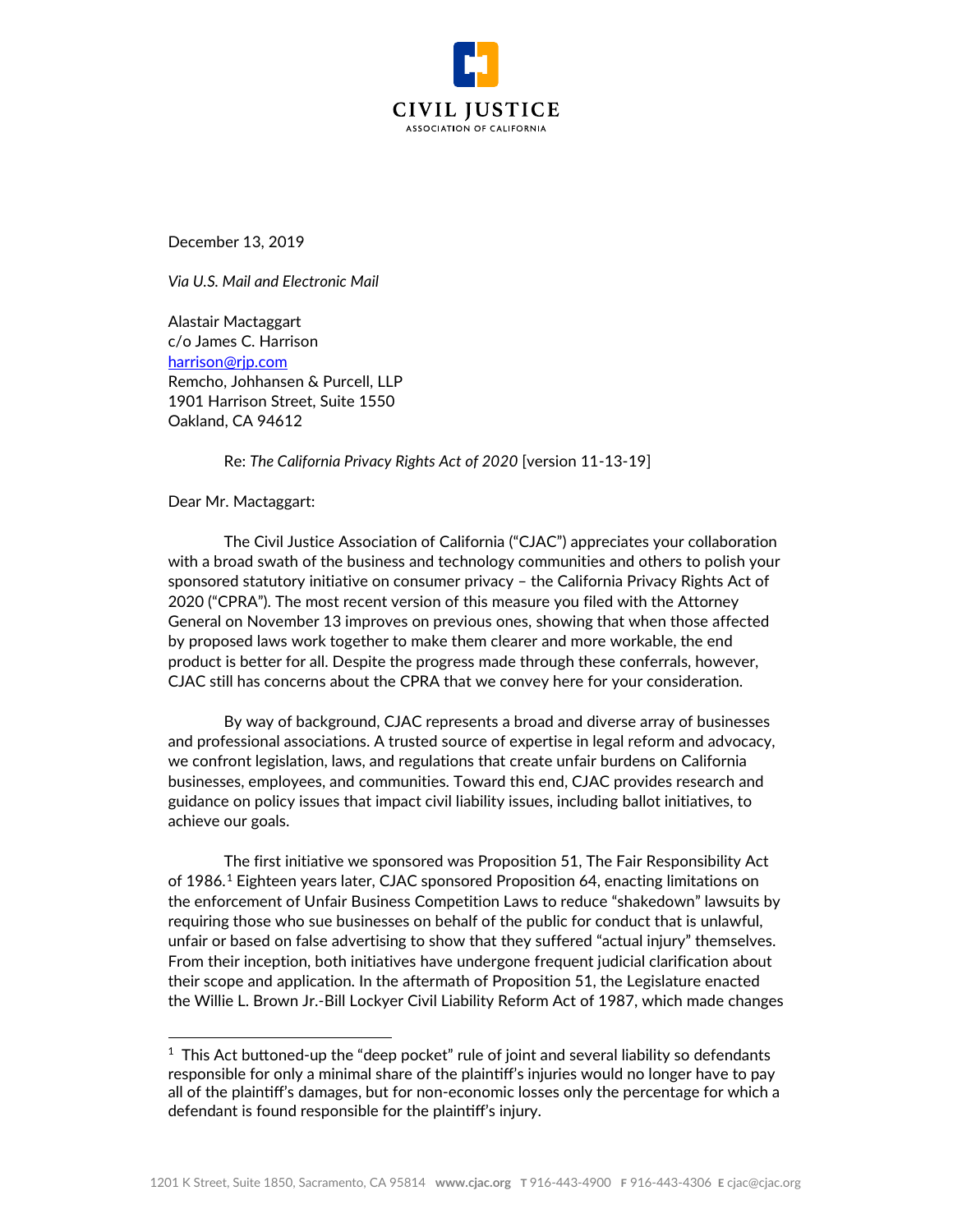CIVIL JUSTICE
ASSOCIATION OF CALIFORNIA

December 13, 2019

*Via U.S. Mail and Electronic Mail*

Alastair Mactaggart
c/o James C. Harrison
harrison@rjp.com
Remcho, Johhansen & Purcell, LLP
1901 Harrison Street, Suite 1550
Oakland, CA 94612

Re: *The California Privacy Rights Act of 2020* [version 11-13-19]

Dear Mr. Mactaggart:

The Civil Justice Association of California ("CJAC") appreciates your collaboration with a broad swath of the business and technology communities and others to polish your sponsored statutory initiative on consumer privacy – the California Privacy Rights Act of 2020 ("CPRA"). The most recent version of this measure you filed with the Attorney General on November 13 improves on previous ones, showing that when those affected by proposed laws work together to make them clearer and more workable, the end product is better for all. Despite the progress made through these conferrals, however, CJAC still has concerns about the CPRA that we convey here for your consideration.

By way of background, CJAC represents a broad and diverse array of businesses and professional associations. A trusted source of expertise in legal reform and advocacy, we confront legislation, laws, and regulations that create unfair burdens on California businesses, employees, and communities. Toward this end, CJAC provides research and guidance on policy issues that impact civil liability issues, including ballot initiatives, to achieve our goals.

The first initiative we sponsored was Proposition 51, The Fair Responsibility Act of 1986.[1] Eighteen years later, CJAC sponsored Proposition 64, enacting limitations on the enforcement of Unfair Business Competition Laws to reduce "shakedown" lawsuits by requiring those who sue businesses on behalf of the public for conduct that is unlawful, unfair or based on false advertising to show that they suffered "actual injury" themselves. From their inception, both initiatives have undergone frequent judicial clarification about their scope and application. In the aftermath of Proposition 51, the Legislature enacted the Willie L. Brown Jr.-Bill Lockyer Civil Liability Reform Act of 1987, which made changes

[1] This Act buttoned-up the "deep pocket" rule of joint and several liability so defendants responsible for only a minimal share of the plaintiff's injuries would no longer have to pay all of the plaintiff's damages, but for non-economic losses only the percentage for which a defendant is found responsible for the plaintiff's injury.

1201 K Street, Suite 1850, Sacramento, CA 95814 **www.cjac.org** **T** 916-443-4900 **F** 916-443-4306 **E** cjac@cjac.org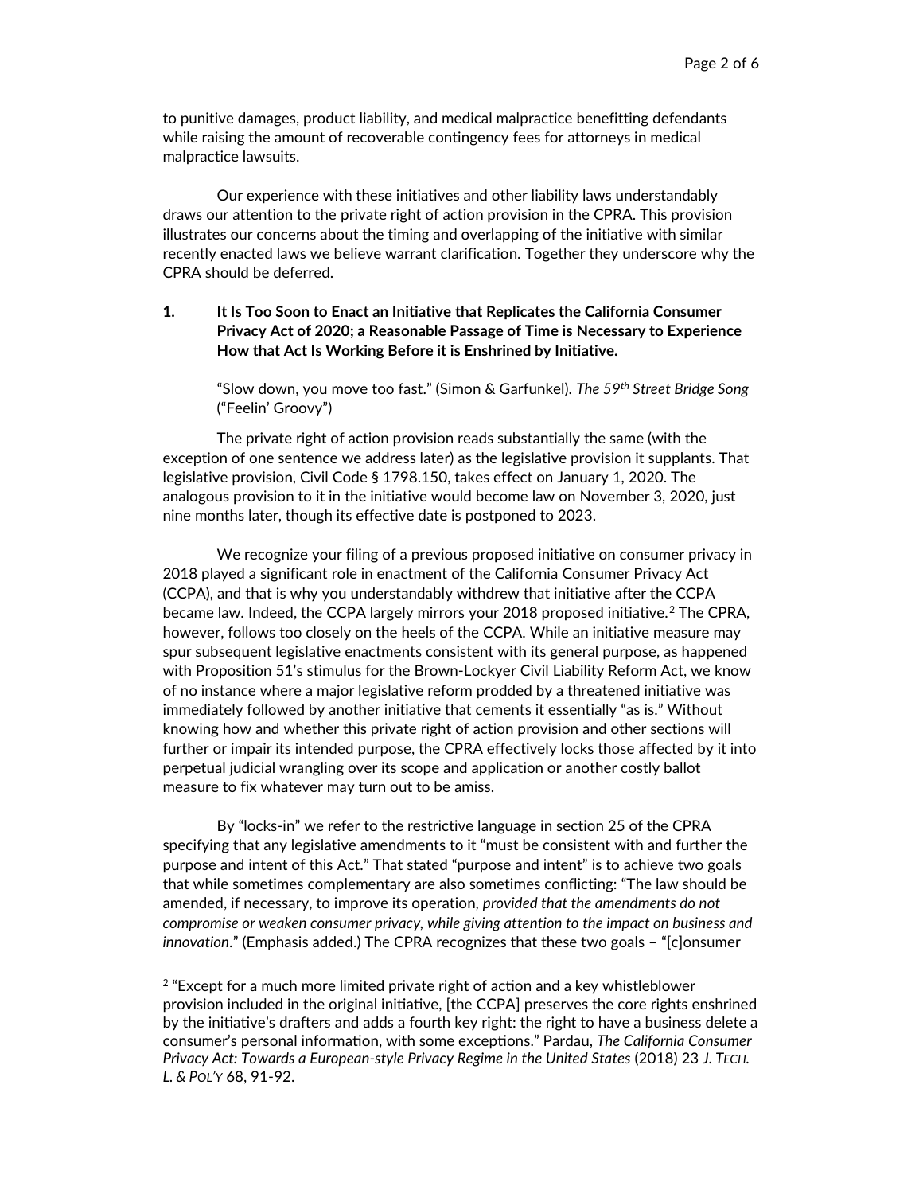to punitive damages, product liability, and medical malpractice benefitting defendants while raising the amount of recoverable contingency fees for attorneys in medical malpractice lawsuits.

Our experience with these initiatives and other liability laws understandably draws our attention to the private right of action provision in the CPRA. This provision illustrates our concerns about the timing and overlapping of the initiative with similar recently enacted laws we believe warrant clarification. Together they underscore why the CPRA should be deferred.

**1. It Is Too Soon to Enact an Initiative that Replicates the California Consumer Privacy Act of 2020; a Reasonable Passage of Time is Necessary to Experience How that Act Is Working Before it is Enshrined by Initiative.**

> "Slow down, you move too fast." (Simon & Garfunkel). *The 59th Street Bridge Song* ("Feelin' Groovy")

The private right of action provision reads substantially the same (with the exception of one sentence we address later) as the legislative provision it supplants. That legislative provision, Civil Code § 1798.150, takes effect on January 1, 2020. The analogous provision to it in the initiative would become law on November 3, 2020, just nine months later, though its effective date is postponed to 2023.

We recognize your filing of a previous proposed initiative on consumer privacy in 2018 played a significant role in enactment of the California Consumer Privacy Act (CCPA), and that is why you understandably withdrew that initiative after the CCPA became law. Indeed, the CCPA largely mirrors your 2018 proposed initiative.[2] The CPRA, however, follows too closely on the heels of the CCPA. While an initiative measure may spur subsequent legislative enactments consistent with its general purpose, as happened with Proposition 51's stimulus for the Brown-Lockyer Civil Liability Reform Act, we know of no instance where a major legislative reform prodded by a threatened initiative was immediately followed by another initiative that cements it essentially "as is." Without knowing how and whether this private right of action provision and other sections will further or impair its intended purpose, the CPRA effectively locks those affected by it into perpetual judicial wrangling over its scope and application or another costly ballot measure to fix whatever may turn out to be amiss.

By "locks-in" we refer to the restrictive language in section 25 of the CPRA specifying that any legislative amendments to it "must be consistent with and further the purpose and intent of this Act." That stated "purpose and intent" is to achieve two goals that while sometimes complementary are also sometimes conflicting: "The law should be amended, if necessary, to improve its operation, *provided that the amendments do not compromise or weaken consumer privacy, while giving attention to the impact on business and innovation*." (Emphasis added.) The CPRA recognizes that these two goals – "[c]onsumer

[2] "Except for a much more limited private right of action and a key whistleblower provision included in the original initiative, [the CCPA] preserves the core rights enshrined by the initiative's drafters and adds a fourth key right: the right to have a business delete a consumer's personal information, with some exceptions." Pardau, *The California Consumer Privacy Act: Towards a European-style Privacy Regime in the United States* (2018) 23 *J. Tech. L. & Pol'y* 68, 91-92.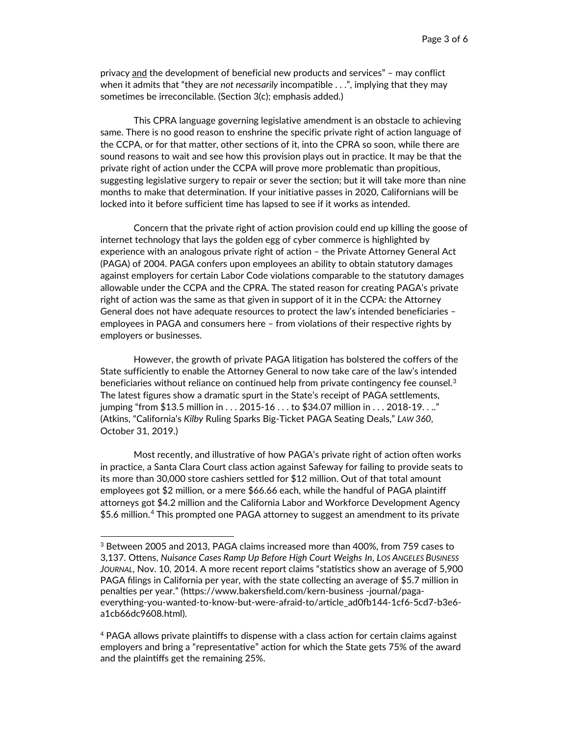privacy <u>and</u> the development of beneficial new products and services" – may conflict when it admits that "they are *not necessarily* incompatible . . .", implying that they may sometimes be irreconcilable. (Section 3(c); emphasis added.)

This CPRA language governing legislative amendment is an obstacle to achieving same. There is no good reason to enshrine the specific private right of action language of the CCPA, or for that matter, other sections of it, into the CPRA so soon, while there are sound reasons to wait and see how this provision plays out in practice. It may be that the private right of action under the CCPA will prove more problematic than propitious, suggesting legislative surgery to repair or sever the section; but it will take more than nine months to make that determination. If your initiative passes in 2020, Californians will be locked into it before sufficient time has lapsed to see if it works as intended.

Concern that the private right of action provision could end up killing the goose of internet technology that lays the golden egg of cyber commerce is highlighted by experience with an analogous private right of action – the Private Attorney General Act (PAGA) of 2004. PAGA confers upon employees an ability to obtain statutory damages against employers for certain Labor Code violations comparable to the statutory damages allowable under the CCPA and the CPRA. The stated reason for creating PAGA's private right of action was the same as that given in support of it in the CCPA: the Attorney General does not have adequate resources to protect the law's intended beneficiaries – employees in PAGA and consumers here – from violations of their respective rights by employers or businesses.

However, the growth of private PAGA litigation has bolstered the coffers of the State sufficiently to enable the Attorney General to now take care of the law's intended beneficiaries without reliance on continued help from private contingency fee counsel.[3] The latest figures show a dramatic spurt in the State's receipt of PAGA settlements, jumping "from $13.5 million in . . . 2015-16 . . . to $34.07 million in . . . 2018-19. . .." (Atkins, "California's *Kilby* Ruling Sparks Big-Ticket PAGA Seating Deals," *LAW 360*, October 31, 2019.)

Most recently, and illustrative of how PAGA's private right of action often works in practice, a Santa Clara Court class action against Safeway for failing to provide seats to its more than 30,000 store cashiers settled for $12 million. Out of that total amount employees got $2 million, or a mere $66.66 each, while the handful of PAGA plaintiff attorneys got $4.2 million and the California Labor and Workforce Development Agency $5.6 million.[4] This prompted one PAGA attorney to suggest an amendment to its private

---

[3] Between 2005 and 2013, PAGA claims increased more than 400%, from 759 cases to 3,137. Ottens, *Nuisance Cases Ramp Up Before High Court Weighs In*, *LOS ANGELES BUSINESS JOURNAL*, Nov. 10, 2014. A more recent report claims "statistics show an average of 5,900 PAGA filings in California per year, with the state collecting an average of $5.7 million in penalties per year." (https://www.bakersfield.com/kern-business -journal/paga-everything-you-wanted-to-know-but-were-afraid-to/article_ad0fb144-1cf6-5cd7-b3e6-a1cb66dc9608.html).

[4] PAGA allows private plaintiffs to dispense with a class action for certain claims against employers and bring a "representative" action for which the State gets 75% of the award and the plaintiffs get the remaining 25%.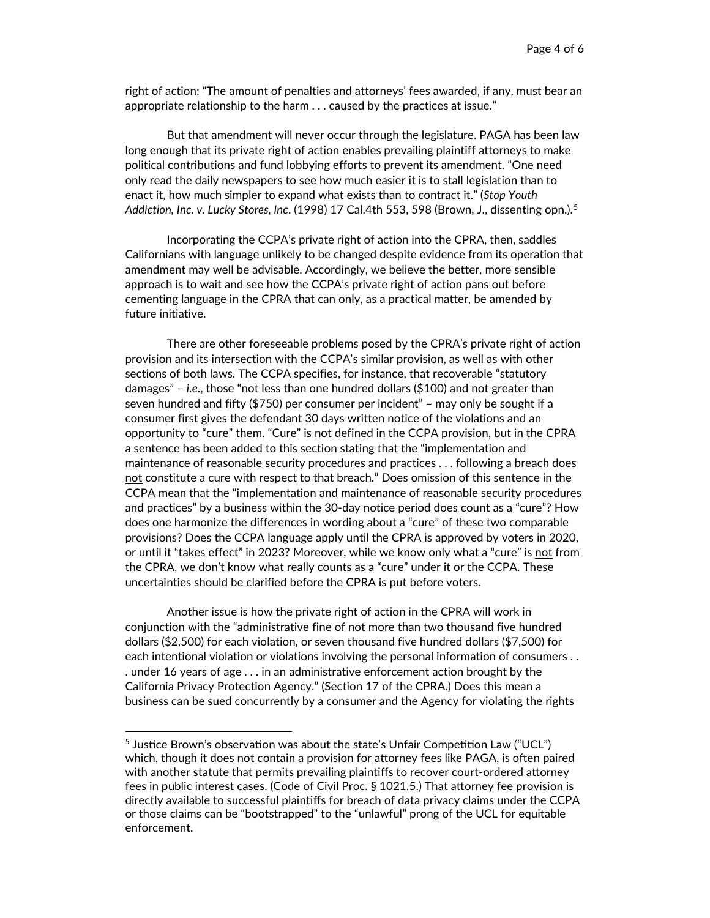right of action: "The amount of penalties and attorneys' fees awarded, if any, must bear an appropriate relationship to the harm . . . caused by the practices at issue."

But that amendment will never occur through the legislature. PAGA has been law long enough that its private right of action enables prevailing plaintiff attorneys to make political contributions and fund lobbying efforts to prevent its amendment. "One need only read the daily newspapers to see how much easier it is to stall legislation than to enact it, how much simpler to expand what exists than to contract it." (*Stop Youth Addiction, Inc. v. Lucky Stores, Inc*. (1998) 17 Cal.4th 553, 598 (Brown, J., dissenting opn.).[5]

Incorporating the CCPA's private right of action into the CPRA, then, saddles Californians with language unlikely to be changed despite evidence from its operation that amendment may well be advisable. Accordingly, we believe the better, more sensible approach is to wait and see how the CCPA's private right of action pans out before cementing language in the CPRA that can only, as a practical matter, be amended by future initiative.

There are other foreseeable problems posed by the CPRA's private right of action provision and its intersection with the CCPA's similar provision, as well as with other sections of both laws. The CCPA specifies, for instance, that recoverable "statutory damages" – *i.e*., those "not less than one hundred dollars ($100) and not greater than seven hundred and fifty ($750) per consumer per incident" – may only be sought if a consumer first gives the defendant 30 days written notice of the violations and an opportunity to "cure" them. "Cure" is not defined in the CCPA provision, but in the CPRA a sentence has been added to this section stating that the "implementation and maintenance of reasonable security procedures and practices . . . following a breach does <u>not</u> constitute a cure with respect to that breach." Does omission of this sentence in the CCPA mean that the "implementation and maintenance of reasonable security procedures and practices" by a business within the 30-day notice period <u>does</u> count as a "cure"? How does one harmonize the differences in wording about a "cure" of these two comparable provisions? Does the CCPA language apply until the CPRA is approved by voters in 2020, or until it "takes effect" in 2023? Moreover, while we know only what a "cure" is <u>not</u> from the CPRA, we don't know what really counts as a "cure" under it or the CCPA. These uncertainties should be clarified before the CPRA is put before voters.

Another issue is how the private right of action in the CPRA will work in conjunction with the "administrative fine of not more than two thousand five hundred dollars ($2,500) for each violation, or seven thousand five hundred dollars ($7,500) for each intentional violation or violations involving the personal information of consumers . . . under 16 years of age . . . in an administrative enforcement action brought by the California Privacy Protection Agency." (Section 17 of the CPRA.) Does this mean a business can be sued concurrently by a consumer <u>and</u> the Agency for violating the rights

---

[5] Justice Brown's observation was about the state's Unfair Competition Law ("UCL") which, though it does not contain a provision for attorney fees like PAGA, is often paired with another statute that permits prevailing plaintiffs to recover court-ordered attorney fees in public interest cases. (Code of Civil Proc. § 1021.5.) That attorney fee provision is directly available to successful plaintiffs for breach of data privacy claims under the CCPA or those claims can be "bootstrapped" to the "unlawful" prong of the UCL for equitable enforcement.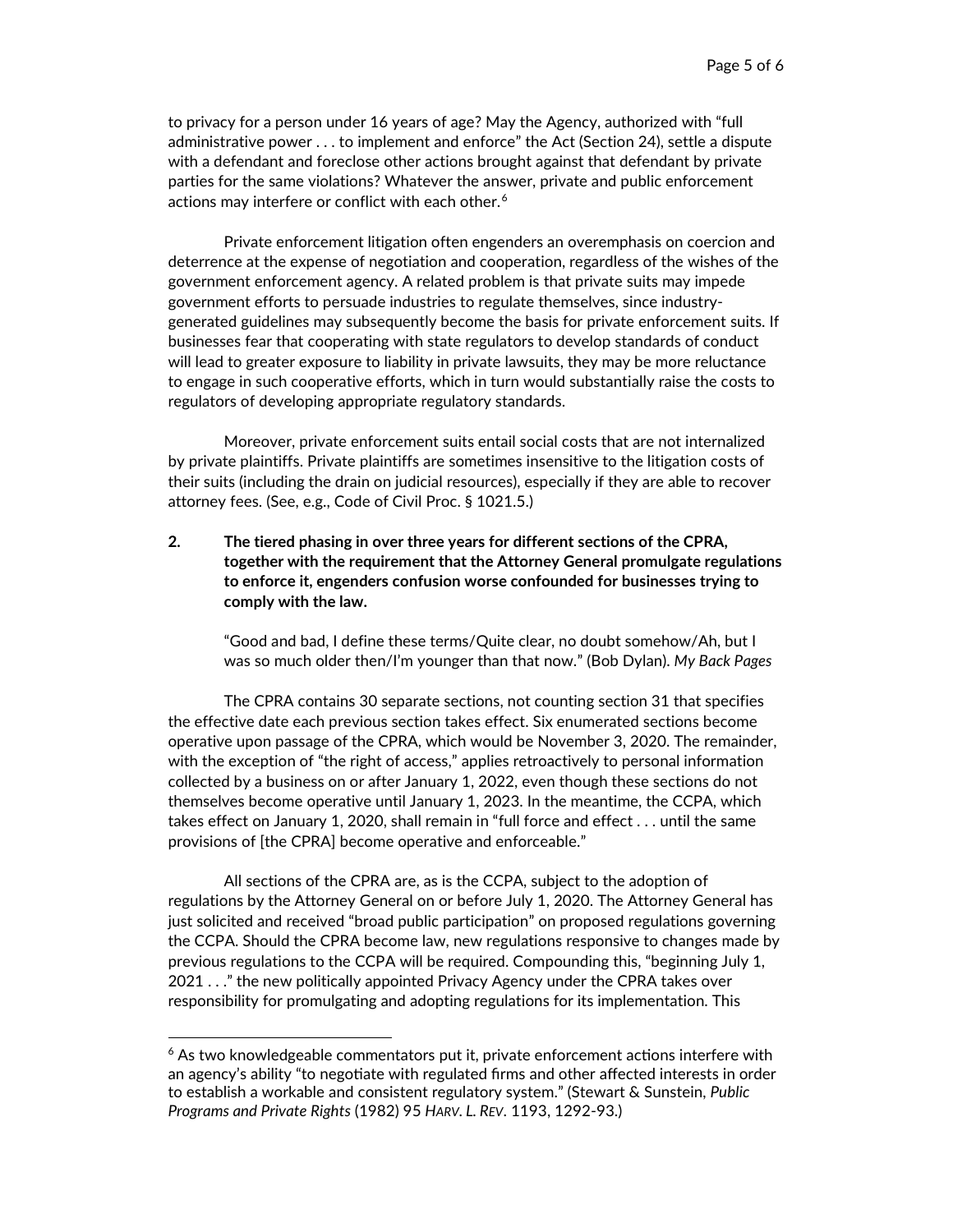to privacy for a person under 16 years of age? May the Agency, authorized with "full administrative power . . . to implement and enforce" the Act (Section 24), settle a dispute with a defendant and foreclose other actions brought against that defendant by private parties for the same violations? Whatever the answer, private and public enforcement actions may interfere or conflict with each other.[6]

Private enforcement litigation often engenders an overemphasis on coercion and deterrence at the expense of negotiation and cooperation, regardless of the wishes of the government enforcement agency. A related problem is that private suits may impede government efforts to persuade industries to regulate themselves, since industry-generated guidelines may subsequently become the basis for private enforcement suits. If businesses fear that cooperating with state regulators to develop standards of conduct will lead to greater exposure to liability in private lawsuits, they may be more reluctance to engage in such cooperative efforts, which in turn would substantially raise the costs to regulators of developing appropriate regulatory standards.

Moreover, private enforcement suits entail social costs that are not internalized by private plaintiffs. Private plaintiffs are sometimes insensitive to the litigation costs of their suits (including the drain on judicial resources), especially if they are able to recover attorney fees. (See, e.g., Code of Civil Proc. § 1021.5.)

**2. The tiered phasing in over three years for different sections of the CPRA, together with the requirement that the Attorney General promulgate regulations to enforce it, engenders confusion worse confounded for businesses trying to comply with the law.**

> "Good and bad, I define these terms/Quite clear, no doubt somehow/Ah, but I was so much older then/I'm younger than that now." (Bob Dylan). *My Back Pages*

The CPRA contains 30 separate sections, not counting section 31 that specifies the effective date each previous section takes effect. Six enumerated sections become operative upon passage of the CPRA, which would be November 3, 2020. The remainder, with the exception of "the right of access," applies retroactively to personal information collected by a business on or after January 1, 2022, even though these sections do not themselves become operative until January 1, 2023. In the meantime, the CCPA, which takes effect on January 1, 2020, shall remain in "full force and effect . . . until the same provisions of [the CPRA] become operative and enforceable."

All sections of the CPRA are, as is the CCPA, subject to the adoption of regulations by the Attorney General on or before July 1, 2020. The Attorney General has just solicited and received "broad public participation" on proposed regulations governing the CCPA. Should the CPRA become law, new regulations responsive to changes made by previous regulations to the CCPA will be required. Compounding this, "beginning July 1, 2021 . . ." the new politically appointed Privacy Agency under the CPRA takes over responsibility for promulgating and adopting regulations for its implementation. This

---

[6] As two knowledgeable commentators put it, private enforcement actions interfere with an agency's ability "to negotiate with regulated firms and other affected interests in order to establish a workable and consistent regulatory system." (Stewart & Sunstein, *Public Programs and Private Rights* (1982) 95 *Harv. L. Rev*. 1193, 1292-93.)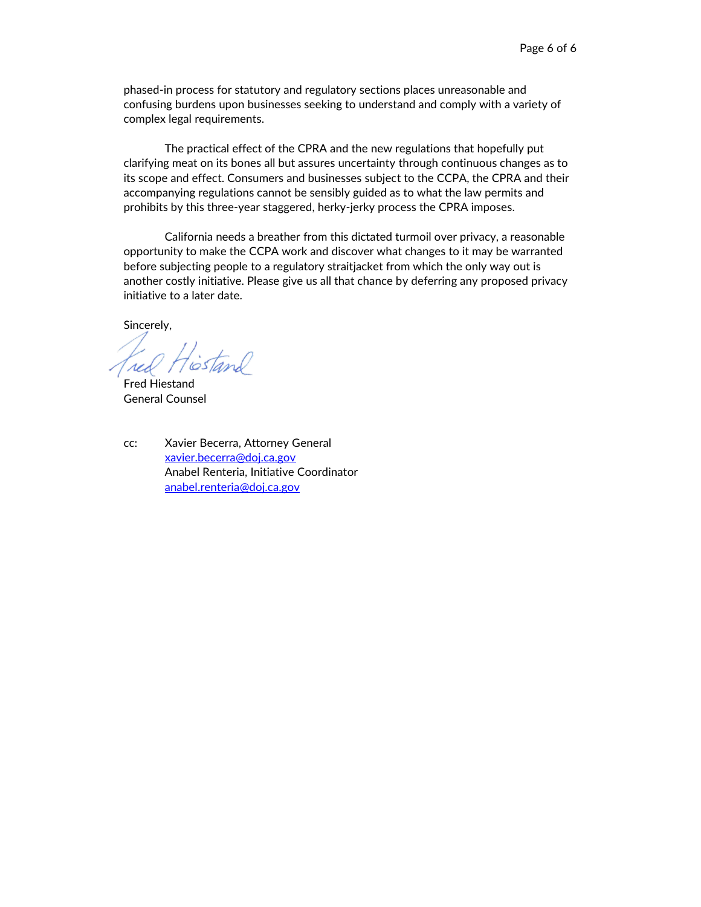phased-in process for statutory and regulatory sections places unreasonable and confusing burdens upon businesses seeking to understand and comply with a variety of complex legal requirements.

The practical effect of the CPRA and the new regulations that hopefully put clarifying meat on its bones all but assures uncertainty through continuous changes as to its scope and effect. Consumers and businesses subject to the CCPA, the CPRA and their accompanying regulations cannot be sensibly guided as to what the law permits and prohibits by this three-year staggered, herky-jerky process the CPRA imposes.

California needs a breather from this dictated turmoil over privacy, a reasonable opportunity to make the CCPA work and discover what changes to it may be warranted before subjecting people to a regulatory straitjacket from which the only way out is another costly initiative. Please give us all that chance by deferring any proposed privacy initiative to a later date.

Sincerely,

Fred Hiestand
General Counsel

cc: Xavier Becerra, Attorney General
xavier.becerra@doj.ca.gov
Anabel Renteria, Initiative Coordinator
anabel.renteria@doj.ca.gov